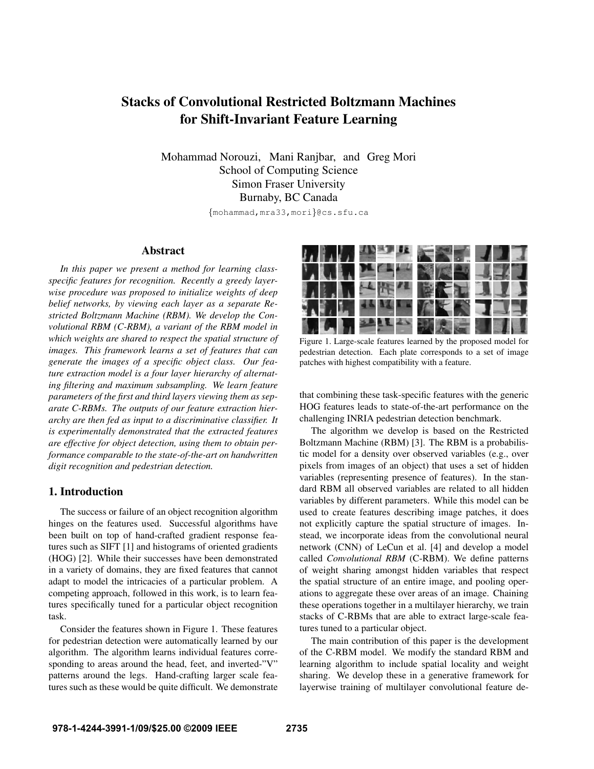# Stacks of Convolutional Restricted Boltzmann Machines for Shift-Invariant Feature Learning

Mohammad Norouzi, Mani Ranjbar, and Greg Mori
School of Computing Science
Simon Fraser University
Burnaby, BC Canada

{mohammad,mra33,mori}@cs.sfu.ca

## Abstract

*In this paper we present a method for learning class-specific features for recognition. Recently a greedy layer-wise procedure was proposed to initialize weights of deep belief networks, by viewing each layer as a separate Restricted Boltzmann Machine (RBM). We develop the Convolutional RBM (C-RBM), a variant of the RBM model in which weights are shared to respect the spatial structure of images. This framework learns a set of features that can generate the images of a specific object class. Our feature extraction model is a four layer hierarchy of alternating filtering and maximum subsampling. We learn feature parameters of the first and third layers viewing them as separate C-RBMs. The outputs of our feature extraction hierarchy are then fed as input to a discriminative classifier. It is experimentally demonstrated that the extracted features are effective for object detection, using them to obtain performance comparable to the state-of-the-art on handwritten digit recognition and pedestrian detection.*

## 1. Introduction

The success or failure of an object recognition algorithm hinges on the features used. Successful algorithms have been built on top of hand-crafted gradient response features such as SIFT [1] and histograms of oriented gradients (HOG) [2]. While their successes have been demonstrated in a variety of domains, they are fixed features that cannot adapt to model the intricacies of a particular problem. A competing approach, followed in this work, is to learn features specifically tuned for a particular object recognition task.

Consider the features shown in Figure 1. These features for pedestrian detection were automatically learned by our algorithm. The algorithm learns individual features corresponding to areas around the head, feet, and inverted-"V" patterns around the legs. Hand-crafting larger scale features such as these would be quite difficult. We demonstrate that combining these task-specific features with the generic HOG features leads to state-of-the-art performance on the challenging INRIA pedestrian detection benchmark.

Figure 1. Large-scale features learned by the proposed model for pedestrian detection. Each plate corresponds to a set of image patches with highest compatibility with a feature.

The algorithm we develop is based on the Restricted Boltzmann Machine (RBM) [3]. The RBM is a probabilistic model for a density over observed variables (e.g., over pixels from images of an object) that uses a set of hidden variables (representing presence of features). In the standard RBM all observed variables are related to all hidden variables by different parameters. While this model can be used to create features describing image patches, it does not explicitly capture the spatial structure of images. Instead, we incorporate ideas from the convolutional neural network (CNN) of LeCun et al. [4] and develop a model called *Convolutional RBM* (C-RBM). We define patterns of weight sharing amongst hidden variables that respect the spatial structure of an entire image, and pooling operations to aggregate these over areas of an image. Chaining these operations together in a multilayer hierarchy, we train stacks of C-RBMs that are able to extract large-scale features tuned to a particular object.

The main contribution of this paper is the development of the C-RBM model. We modify the standard RBM and learning algorithm to include spatial locality and weight sharing. We develop these in a generative framework for layerwise training of multilayer convolutional feature de-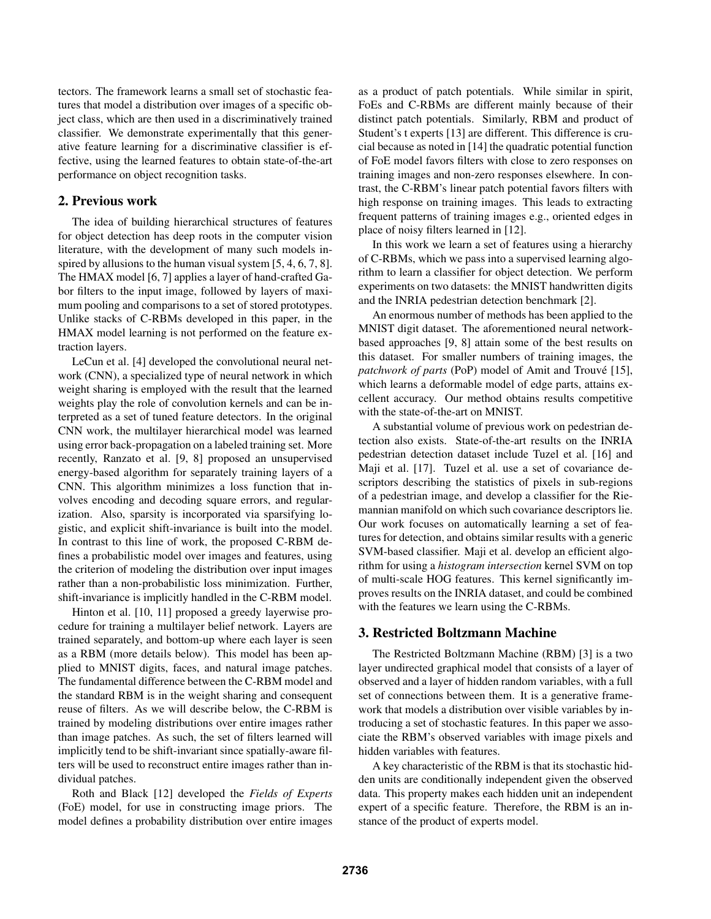tectors. The framework learns a small set of stochastic features that model a distribution over images of a specific object class, which are then used in a discriminatively trained classifier. We demonstrate experimentally that this generative feature learning for a discriminative classifier is effective, using the learned features to obtain state-of-the-art performance on object recognition tasks.

## 2. Previous work

The idea of building hierarchical structures of features for object detection has deep roots in the computer vision literature, with the development of many such models inspired by allusions to the human visual system [5, 4, 6, 7, 8]. The HMAX model [6, 7] applies a layer of hand-crafted Gabor filters to the input image, followed by layers of maximum pooling and comparisons to a set of stored prototypes. Unlike stacks of C-RBMs developed in this paper, in the HMAX model learning is not performed on the feature extraction layers.

LeCun et al. [4] developed the convolutional neural network (CNN), a specialized type of neural network in which weight sharing is employed with the result that the learned weights play the role of convolution kernels and can be interpreted as a set of tuned feature detectors. In the original CNN work, the multilayer hierarchical model was learned using error back-propagation on a labeled training set. More recently, Ranzato et al. [9, 8] proposed an unsupervised energy-based algorithm for separately training layers of a CNN. This algorithm minimizes a loss function that involves encoding and decoding square errors, and regularization. Also, sparsity is incorporated via sparsifying logistic, and explicit shift-invariance is built into the model. In contrast to this line of work, the proposed C-RBM defines a probabilistic model over images and features, using the criterion of modeling the distribution over input images rather than a non-probabilistic loss minimization. Further, shift-invariance is implicitly handled in the C-RBM model.

Hinton et al. [10, 11] proposed a greedy layerwise procedure for training a multilayer belief network. Layers are trained separately, and bottom-up where each layer is seen as a RBM (more details below). This model has been applied to MNIST digits, faces, and natural image patches. The fundamental difference between the C-RBM model and the standard RBM is in the weight sharing and consequent reuse of filters. As we will describe below, the C-RBM is trained by modeling distributions over entire images rather than image patches. As such, the set of filters learned will implicitly tend to be shift-invariant since spatially-aware filters will be used to reconstruct entire images rather than individual patches.

Roth and Black [12] developed the *Fields of Experts* (FoE) model, for use in constructing image priors. The model defines a probability distribution over entire images as a product of patch potentials. While similar in spirit, FoEs and C-RBMs are different mainly because of their distinct patch potentials. Similarly, RBM and product of Student's t experts [13] are different. This difference is crucial because as noted in [14] the quadratic potential function of FoE model favors filters with close to zero responses on training images and non-zero responses elsewhere. In contrast, the C-RBM's linear patch potential favors filters with high response on training images. This leads to extracting frequent patterns of training images e.g., oriented edges in place of noisy filters learned in [12].

In this work we learn a set of features using a hierarchy of C-RBMs, which we pass into a supervised learning algorithm to learn a classifier for object detection. We perform experiments on two datasets: the MNIST handwritten digits and the INRIA pedestrian detection benchmark [2].

An enormous number of methods has been applied to the MNIST digit dataset. The aforementioned neural network-based approaches [9, 8] attain some of the best results on this dataset. For smaller numbers of training images, the *patchwork of parts* (PoP) model of Amit and Trouvé [15], which learns a deformable model of edge parts, attains excellent accuracy. Our method obtains results competitive with the state-of-the-art on MNIST.

A substantial volume of previous work on pedestrian detection also exists. State-of-the-art results on the INRIA pedestrian detection dataset include Tuzel et al. [16] and Maji et al. [17]. Tuzel et al. use a set of covariance descriptors describing the statistics of pixels in sub-regions of a pedestrian image, and develop a classifier for the Riemannian manifold on which such covariance descriptors lie. Our work focuses on automatically learning a set of features for detection, and obtains similar results with a generic SVM-based classifier. Maji et al. develop an efficient algorithm for using a *histogram intersection* kernel SVM on top of multi-scale HOG features. This kernel significantly improves results on the INRIA dataset, and could be combined with the features we learn using the C-RBMs.

## 3. Restricted Boltzmann Machine

The Restricted Boltzmann Machine (RBM) [3] is a two layer undirected graphical model that consists of a layer of observed and a layer of hidden random variables, with a full set of connections between them. It is a generative framework that models a distribution over visible variables by introducing a set of stochastic features. In this paper we associate the RBM's observed variables with image pixels and hidden variables with features.

A key characteristic of the RBM is that its stochastic hidden units are conditionally independent given the observed data. This property makes each hidden unit an independent expert of a specific feature. Therefore, the RBM is an instance of the product of experts model.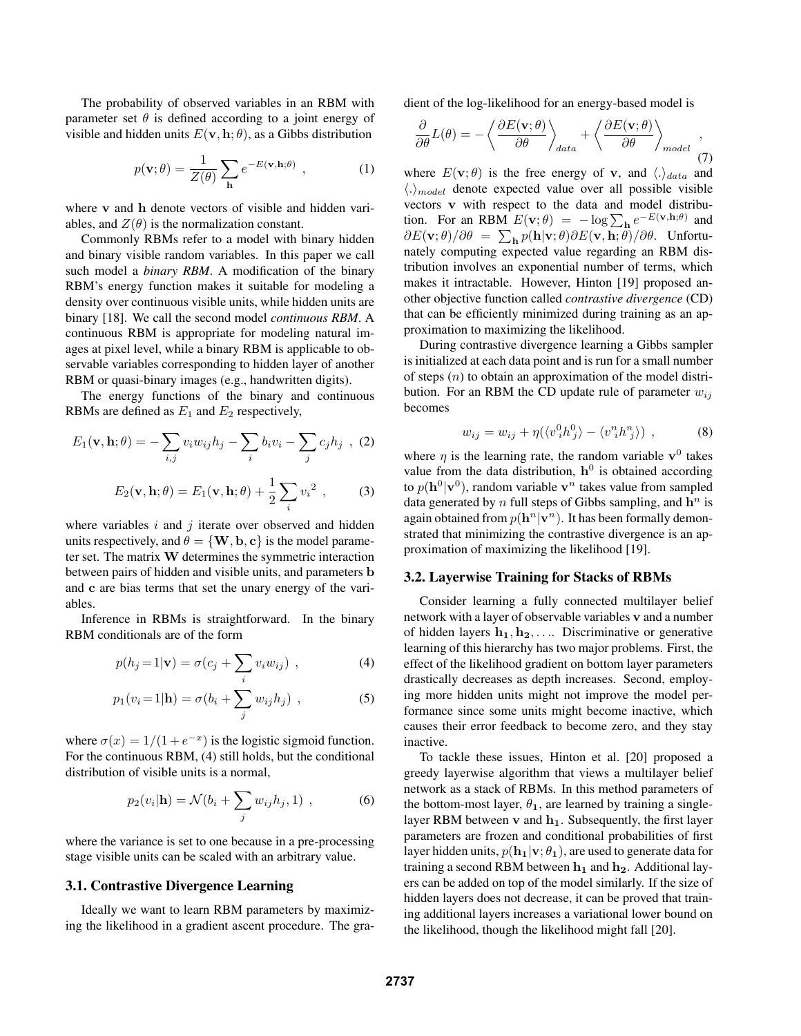The probability of observed variables in an RBM with parameter set $\theta$ is defined according to a joint energy of visible and hidden units $E(\mathbf{v}, \mathbf{h}; \theta)$, as a Gibbs distribution

$$p(\mathbf{v}; \theta) = \frac{1}{Z(\theta)} \sum_{\mathbf{h}} e^{-E(\mathbf{v}, \mathbf{h}; \theta)} \ , \tag{1}$$

where $\mathbf{v}$ and $\mathbf{h}$ denote vectors of visible and hidden variables, and $Z(\theta)$ is the normalization constant.

Commonly RBMs refer to a model with binary hidden and binary visible random variables. In this paper we call such model a *binary RBM*. A modification of the binary RBM's energy function makes it suitable for modeling a density over continuous visible units, while hidden units are binary [18]. We call the second model *continuous RBM*. A continuous RBM is appropriate for modeling natural images at pixel level, while a binary RBM is applicable to observable variables corresponding to hidden layer of another RBM or quasi-binary images (e.g., handwritten digits).

The energy functions of the binary and continuous RBMs are defined as $E_1$ and $E_2$ respectively,

$$E_1(\mathbf{v}, \mathbf{h}; \theta) = -\sum_{i,j} v_i w_{ij} h_j - \sum_i b_i v_i - \sum_j c_j h_j \ , \tag{2}$$

$$E_2(\mathbf{v}, \mathbf{h}; \theta) = E_1(\mathbf{v}, \mathbf{h}; \theta) + \frac{1}{2} \sum_i {v_i}^2 \ , \tag{3}$$

where variables $i$ and $j$ iterate over observed and hidden units respectively, and $\theta = \{\mathbf{W}, \mathbf{b}, \mathbf{c}\}$ is the model parameter set. The matrix $\mathbf{W}$ determines the symmetric interaction between pairs of hidden and visible units, and parameters $\mathbf{b}$ and $\mathbf{c}$ are bias terms that set the unary energy of the variables.

Inference in RBMs is straightforward. In the binary RBM conditionals are of the form

$$p(h_j = 1 | \mathbf{v}) = \sigma(c_j + \sum_i v_i w_{ij}) \ , \tag{4}$$

$$p_1(v_i = 1 | \mathbf{h}) = \sigma(b_i + \sum_j w_{ij} h_j) \ , \tag{5}$$

where $\sigma(x) = 1/(1 + e^{-x})$ is the logistic sigmoid function. For the continuous RBM, (4) still holds, but the conditional distribution of visible units is a normal,

$$p_2(v_i | \mathbf{h}) = \mathcal{N}(b_i + \sum_j w_{ij} h_j, 1) \ , \tag{6}$$

where the variance is set to one because in a pre-processing stage visible units can be scaled with an arbitrary value.

### 3.1. Contrastive Divergence Learning

Ideally we want to learn RBM parameters by maximizing the likelihood in a gradient ascent procedure. The gradient of the log-likelihood for an energy-based model is

$$\frac{\partial}{\partial \theta} L(\theta) = -\left\langle \frac{\partial E(\mathbf{v}; \theta)}{\partial \theta} \right\rangle_{data} + \left\langle \frac{\partial E(\mathbf{v}; \theta)}{\partial \theta} \right\rangle_{model} \ , \tag{7}$$

where $E(\mathbf{v}; \theta)$ is the free energy of $\mathbf{v}$, and $\langle . \rangle_{data}$ and $\langle . \rangle_{model}$ denote expected value over all possible visible vectors $\mathbf{v}$ with respect to the data and model distribution. For an RBM $E(\mathbf{v}; \theta) = -\log \sum_{\mathbf{h}} e^{-E(\mathbf{v}, \mathbf{h}; \theta)}$ and $\partial E(\mathbf{v}; \theta)/\partial \theta = \sum_{\mathbf{h}} p(\mathbf{h} | \mathbf{v}; \theta) \partial E(\mathbf{v}, \mathbf{h}; \theta)/\partial \theta$. Unfortunately computing expected value regarding an RBM distribution involves an exponential number of terms, which makes it intractable. However, Hinton [19] proposed another objective function called *contrastive divergence* (CD) that can be efficiently minimized during training as an approximation to maximizing the likelihood.

During contrastive divergence learning a Gibbs sampler is initialized at each data point and is run for a small number of steps ($n$) to obtain an approximation of the model distribution. For an RBM the CD update rule of parameter $w_{ij}$ becomes

$$w_{ij} = w_{ij} + \eta(\langle v_i^0 h_j^0 \rangle - \langle v_i^n h_j^n \rangle) \ , \tag{8}$$

where $\eta$ is the learning rate, the random variable $\mathbf{v}^0$ takes value from the data distribution, $\mathbf{h}^0$ is obtained according to $p(\mathbf{h}^0 | \mathbf{v}^0)$, random variable $\mathbf{v}^n$ takes value from sampled data generated by $n$ full steps of Gibbs sampling, and $\mathbf{h}^n$ is again obtained from $p(\mathbf{h}^n | \mathbf{v}^n)$. It has been formally demonstrated that minimizing the contrastive divergence is an approximation of maximizing the likelihood [19].

### 3.2. Layerwise Training for Stacks of RBMs

Consider learning a fully connected multilayer belief network with a layer of observable variables $\mathbf{v}$ and a number of hidden layers $\mathbf{h_1}, \mathbf{h_2}, \ldots$. Discriminative or generative learning of this hierarchy has two major problems. First, the effect of the likelihood gradient on bottom layer parameters drastically decreases as depth increases. Second, employing more hidden units might not improve the model performance since some units might become inactive, which causes their error feedback to become zero, and they stay inactive.

To tackle these issues, Hinton et al. [20] proposed a greedy layerwise algorithm that views a multilayer belief network as a stack of RBMs. In this method parameters of the bottom-most layer, $\theta_1$, are learned by training a single-layer RBM between $\mathbf{v}$ and $\mathbf{h_1}$. Subsequently, the first layer parameters are frozen and conditional probabilities of first layer hidden units, $p(\mathbf{h_1} | \mathbf{v}; \theta_1)$, are used to generate data for training a second RBM between $\mathbf{h_1}$ and $\mathbf{h_2}$. Additional layers can be added on top of the model similarly. If the size of hidden layers does not decrease, it can be proved that training additional layers increases a variational lower bound on the likelihood, though the likelihood might fall [20].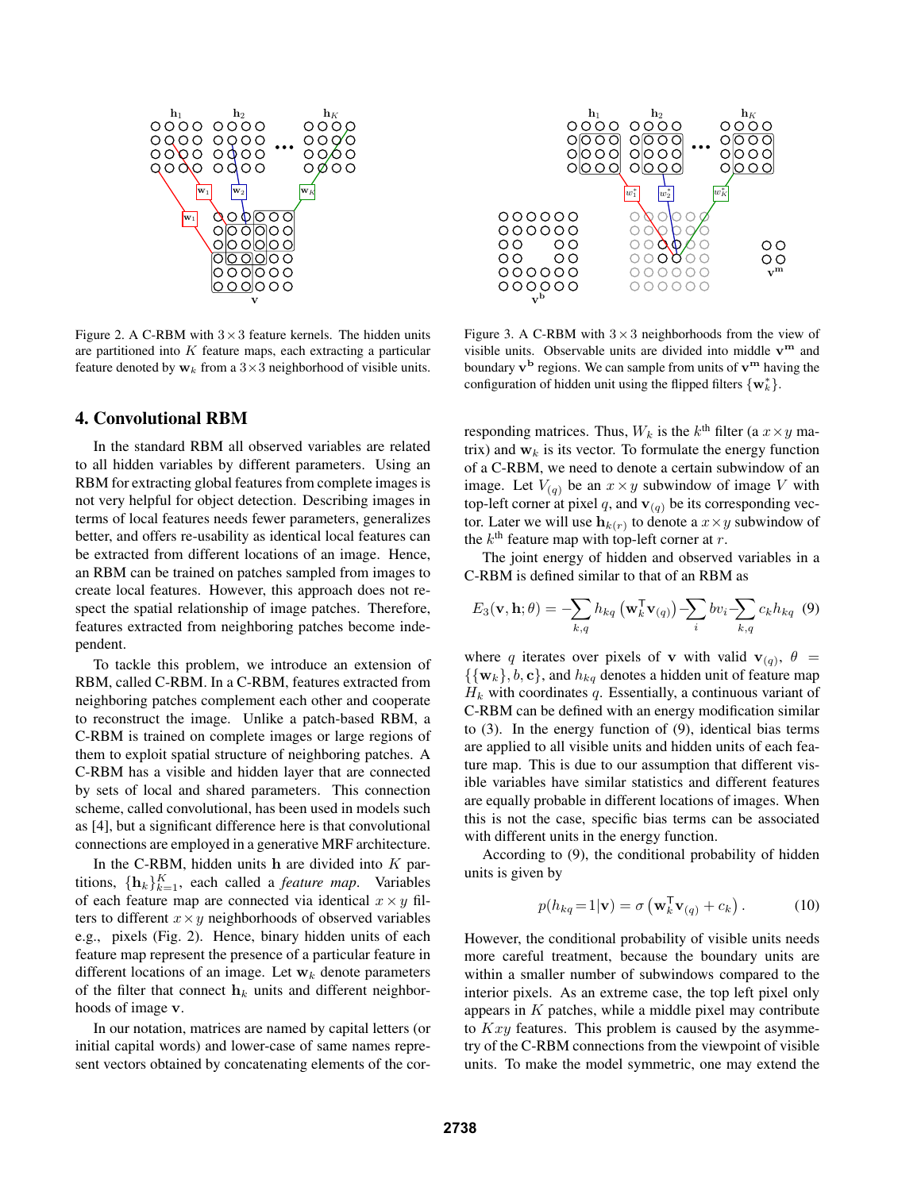Figure 2. A C-RBM with $3\times3$ feature kernels. The hidden units are partitioned into $K$ feature maps, each extracting a particular feature denoted by $\mathbf{w}_k$ from a $3\times3$ neighborhood of visible units.

Figure 3. A C-RBM with $3\times3$ neighborhoods from the view of visible units. Observable units are divided into middle $\mathbf{v^m}$ and boundary $\mathbf{v^b}$ regions. We can sample from units of $\mathbf{v^m}$ having the configuration of hidden unit using the flipped filters $\{\mathbf{w}_k^*\}$.

## 4. Convolutional RBM

In the standard RBM all observed variables are related to all hidden variables by different parameters. Using an RBM for extracting global features from complete images is not very helpful for object detection. Describing images in terms of local features needs fewer parameters, generalizes better, and offers re-usability as identical local features can be extracted from different locations of an image. Hence, an RBM can be trained on patches sampled from images to create local features. However, this approach does not respect the spatial relationship of image patches. Therefore, features extracted from neighboring patches become independent.

To tackle this problem, we introduce an extension of RBM, called C-RBM. In a C-RBM, features extracted from neighboring patches complement each other and cooperate to reconstruct the image. Unlike a patch-based RBM, a C-RBM is trained on complete images or large regions of them to exploit spatial structure of neighboring patches. A C-RBM has a visible and hidden layer that are connected by sets of local and shared parameters. This connection scheme, called convolutional, has been used in models such as [4], but a significant difference here is that convolutional connections are employed in a generative MRF architecture.

In the C-RBM, hidden units $\mathbf{h}$ are divided into $K$ partitions, $\{\mathbf{h}_k\}_{k=1}^K$, each called a *feature map*. Variables of each feature map are connected via identical $x\times y$ filters to different $x\times y$ neighborhoods of observed variables e.g., pixels (Fig. 2). Hence, binary hidden units of each feature map represent the presence of a particular feature in different locations of an image. Let $\mathbf{w}_k$ denote parameters of the filter that connect $\mathbf{h}_k$ units and different neighborhoods of image $\mathbf{v}$.

In our notation, matrices are named by capital letters (or initial capital words) and lower-case of same names represent vectors obtained by concatenating elements of the corresponding matrices. Thus, $W_k$ is the $k^{\text{th}}$ filter (a $x\times y$ matrix) and $\mathbf{w}_k$ is its vector. To formulate the energy function of a C-RBM, we need to denote a certain subwindow of an image. Let $V_{(q)}$ be an $x\times y$ subwindow of image $V$ with top-left corner at pixel $q$, and $\mathbf{v}_{(q)}$ be its corresponding vector. Later we will use $\mathbf{h}_{k(r)}$ to denote a $x\times y$ subwindow of the $k^{\text{th}}$ feature map with top-left corner at $r$.

The joint energy of hidden and observed variables in a C-RBM is defined similar to that of an RBM as

$$E_3(\mathbf{v},\mathbf{h};\theta) = -\sum_{k,q} h_{kq}\left(\mathbf{w}_k^{\mathsf{T}}\mathbf{v}_{(q)}\right) - \sum_i b v_i - \sum_{k,q} c_k h_{kq} \quad (9)$$

where $q$ iterates over pixels of $\mathbf{v}$ with valid $\mathbf{v}_{(q)}$, $\theta = \{\{\mathbf{w}_k\}, b, \mathbf{c}\}$, and $h_{kq}$ denotes a hidden unit of feature map $H_k$ with coordinates $q$. Essentially, a continuous variant of C-RBM can be defined with an energy modification similar to (3). In the energy function of (9), identical bias terms are applied to all visible units and hidden units of each feature map. This is due to our assumption that different visible variables have similar statistics and different features are equally probable in different locations of images. When this is not the case, specific bias terms can be associated with different units in the energy function.

According to (9), the conditional probability of hidden units is given by

$$p(h_{kq}=1|\mathbf{v}) = \sigma\left(\mathbf{w}_k^{\mathsf{T}}\mathbf{v}_{(q)} + c_k\right). \quad (10)$$

However, the conditional probability of visible units needs more careful treatment, because the boundary units are within a smaller number of subwindows compared to the interior pixels. As an extreme case, the top left pixel only appears in $K$ patches, while a middle pixel may contribute to $Kxy$ features. This problem is caused by the asymmetry of the C-RBM connections from the viewpoint of visible units. To make the model symmetric, one may extend the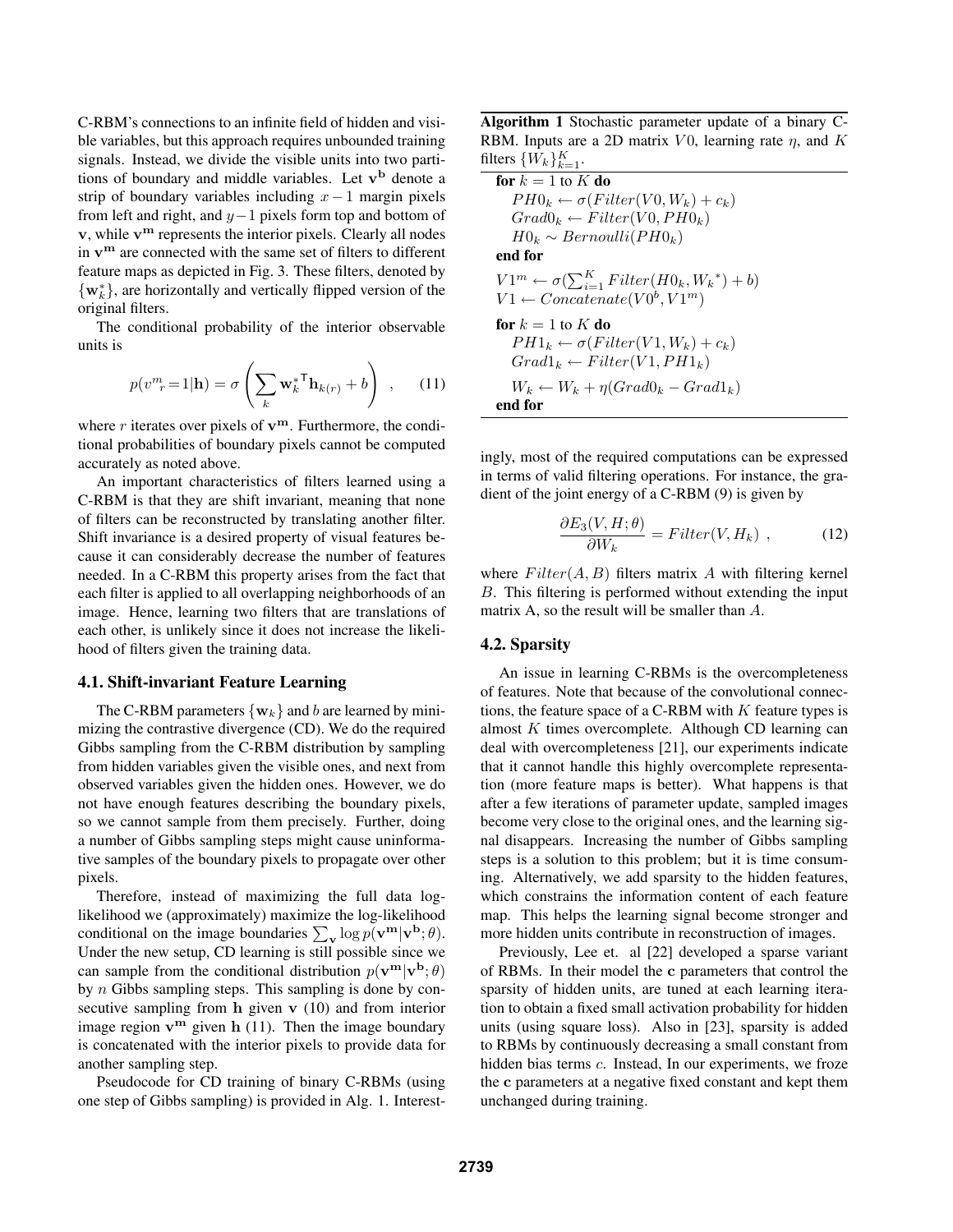C-RBM's connections to an infinite field of hidden and visible variables, but this approach requires unbounded training signals. Instead, we divide the visible units into two partitions of boundary and middle variables. Let $\mathbf{v^b}$ denote a strip of boundary variables including $x-1$ margin pixels from left and right, and $y-1$ pixels form top and bottom of $\mathbf{v}$, while $\mathbf{v^m}$ represents the interior pixels. Clearly all nodes in $\mathbf{v^m}$ are connected with the same set of filters to different feature maps as depicted in Fig. 3. These filters, denoted by $\{\mathbf{w}_k^*\}$, are horizontally and vertically flipped version of the original filters.

The conditional probability of the interior observable units is

$$p(v^m_r = 1|\mathbf{h}) = \sigma\left(\sum_k \mathbf{w}_k^{*\mathsf{T}} \mathbf{h}_{k(r)} + b\right) \quad , \qquad (11)$$

where $r$ iterates over pixels of $\mathbf{v^m}$. Furthermore, the conditional probabilities of boundary pixels cannot be computed accurately as noted above.

An important characteristics of filters learned using a C-RBM is that they are shift invariant, meaning that none of filters can be reconstructed by translating another filter. Shift invariance is a desired property of visual features because it can considerably decrease the number of features needed. In a C-RBM this property arises from the fact that each filter is applied to all overlapping neighborhoods of an image. Hence, learning two filters that are translations of each other, is unlikely since it does not increase the likelihood of filters given the training data.

### 4.1. Shift-invariant Feature Learning

The C-RBM parameters $\{\mathbf{w}_k\}$ and $b$ are learned by minimizing the contrastive divergence (CD). We do the required Gibbs sampling from the C-RBM distribution by sampling from hidden variables given the visible ones, and next from observed variables given the hidden ones. However, we do not have enough features describing the boundary pixels, so we cannot sample from them precisely. Further, doing a number of Gibbs sampling steps might cause uninformative samples of the boundary pixels to propagate over other pixels.

Therefore, instead of maximizing the full data log-likelihood we (approximately) maximize the log-likelihood conditional on the image boundaries $\sum_{\mathbf{v}} \log p(\mathbf{v^m}|\mathbf{v^b};\theta)$. Under the new setup, CD learning is still possible since we can sample from the conditional distribution $p(\mathbf{v^m}|\mathbf{v^b};\theta)$ by $n$ Gibbs sampling steps. This sampling is done by consecutive sampling from $\mathbf{h}$ given $\mathbf{v}$ (10) and from interior image region $\mathbf{v^m}$ given $\mathbf{h}$ (11). Then the image boundary is concatenated with the interior pixels to provide data for another sampling step.

Pseudocode for CD training of binary C-RBMs (using one step of Gibbs sampling) is provided in Alg. 1. Interestingly, most of the required computations can be expressed in terms of valid filtering operations. For instance, the gradient of the joint energy of a C-RBM (9) is given by

$$\frac{\partial E_3(V,H;\theta)}{\partial W_k} = Filter(V, H_k) \ , \qquad (12)$$

where $Filter(A, B)$ filters matrix $A$ with filtering kernel $B$. This filtering is performed without extending the input matrix A, so the result will be smaller than $A$.

**Algorithm 1** Stochastic parameter update of a binary C-RBM. Inputs are a 2D matrix $V0$, learning rate $\eta$, and $K$ filters $\{W_k\}_{k=1}^K$.

**for** $k = 1$ to $K$ **do**
  $PH0_k \leftarrow \sigma(Filter(V0, W_k) + c_k)$
  $Grad0_k \leftarrow Filter(V0, PH0_k)$
  $H0_k \sim Bernoulli(PH0_k)$
**end for**
$V1^m \leftarrow \sigma(\sum_{i=1}^K Filter(H0_k, W_k{}^*) + b)$
$V1 \leftarrow Concatenate(V0^b, V1^m)$
**for** $k = 1$ to $K$ **do**
  $PH1_k \leftarrow \sigma(Filter(V1, W_k) + c_k)$
  $Grad1_k \leftarrow Filter(V1, PH1_k)$
  $W_k \leftarrow W_k + \eta(Grad0_k - Grad1_k)$
**end for**

### 4.2. Sparsity

An issue in learning C-RBMs is the overcompleteness of features. Note that because of the convolutional connections, the feature space of a C-RBM with $K$ feature types is almost $K$ times overcomplete. Although CD learning can deal with overcompleteness [21], our experiments indicate that it cannot handle this highly overcomplete representation (more feature maps is better). What happens is that after a few iterations of parameter update, sampled images become very close to the original ones, and the learning signal disappears. Increasing the number of Gibbs sampling steps is a solution to this problem; but it is time consuming. Alternatively, we add sparsity to the hidden features, which constrains the information content of each feature map. This helps the learning signal become stronger and more hidden units contribute in reconstruction of images.

Previously, Lee et. al [22] developed a sparse variant of RBMs. In their model the $\mathbf{c}$ parameters that control the sparsity of hidden units, are tuned at each learning iteration to obtain a fixed small activation probability for hidden units (using square loss). Also in [23], sparsity is added to RBMs by continuously decreasing a small constant from hidden bias terms $c$. Instead, In our experiments, we froze the $\mathbf{c}$ parameters at a negative fixed constant and kept them unchanged during training.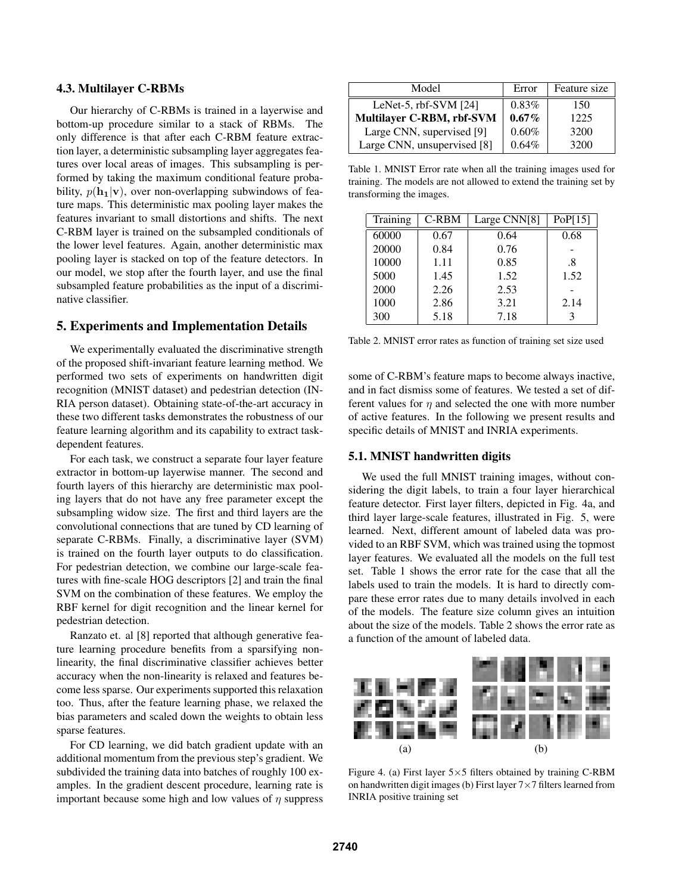### 4.3. Multilayer C-RBMs

Our hierarchy of C-RBMs is trained in a layerwise and bottom-up procedure similar to a stack of RBMs. The only difference is that after each C-RBM feature extraction layer, a deterministic subsampling layer aggregates features over local areas of images. This subsampling is performed by taking the maximum conditional feature probability, $p(\mathbf{h_1}|\mathbf{v})$, over non-overlapping subwindows of feature maps. This deterministic max pooling layer makes the features invariant to small distortions and shifts. The next C-RBM layer is trained on the subsampled conditionals of the lower level features. Again, another deterministic max pooling layer is stacked on top of the feature detectors. In our model, we stop after the fourth layer, and use the final subsampled feature probabilities as the input of a discriminative classifier.

## 5. Experiments and Implementation Details

We experimentally evaluated the discriminative strength of the proposed shift-invariant feature learning method. We performed two sets of experiments on handwritten digit recognition (MNIST dataset) and pedestrian detection (INRIA person dataset). Obtaining state-of-the-art accuracy in these two different tasks demonstrates the robustness of our feature learning algorithm and its capability to extract task-dependent features.

For each task, we construct a separate four layer feature extractor in bottom-up layerwise manner. The second and fourth layers of this hierarchy are deterministic max pooling layers that do not have any free parameter except the subsampling widow size. The first and third layers are the convolutional connections that are tuned by CD learning of separate C-RBMs. Finally, a discriminative layer (SVM) is trained on the fourth layer outputs to do classification. For pedestrian detection, we combine our large-scale features with fine-scale HOG descriptors [2] and train the final SVM on the combination of these features. We employ the RBF kernel for digit recognition and the linear kernel for pedestrian detection.

Ranzato et. al [8] reported that although generative feature learning procedure benefits from a sparsifying non-linearity, the final discriminative classifier achieves better accuracy when the non-linearity is relaxed and features become less sparse. Our experiments supported this relaxation too. Thus, after the feature learning phase, we relaxed the bias parameters and scaled down the weights to obtain less sparse features.

For CD learning, we did batch gradient update with an additional momentum from the previous step's gradient. We subdivided the training data into batches of roughly 100 examples. In the gradient descent procedure, learning rate is important because some high and low values of $\eta$ suppress some of C-RBM's feature maps to become always inactive, and in fact dismiss some of features. We tested a set of different values for $\eta$ and selected the one with more number of active features. In the following we present results and specific details of MNIST and INRIA experiments.

| Model | Error | Feature size |
|---|---|---|
| LeNet-5, rbf-SVM [24] | 0.83% | 150 |
| **Multilayer C-RBM, rbf-SVM** | **0.67%** | 1225 |
| Large CNN, supervised [9] | 0.60% | 3200 |
| Large CNN, unsupervised [8] | 0.64% | 3200 |

Table 1. MNIST Error rate when all the training images used for training. The models are not allowed to extend the training set by transforming the images.

| Training | C-RBM | Large CNN[8] | PoP[15] |
|---|---|---|---|
| 60000 | 0.67 | 0.64 | 0.68 |
| 20000 | 0.84 | 0.76 | - |
| 10000 | 1.11 | 0.85 | .8 |
| 5000 | 1.45 | 1.52 | 1.52 |
| 2000 | 2.26 | 2.53 | - |
| 1000 | 2.86 | 3.21 | 2.14 |
| 300 | 5.18 | 7.18 | 3 |

Table 2. MNIST error rates as function of training set size used

### 5.1. MNIST handwritten digits

We used the full MNIST training images, without considering the digit labels, to train a four layer hierarchical feature detector. First layer filters, depicted in Fig. 4a, and third layer large-scale features, illustrated in Fig. 5, were learned. Next, different amount of labeled data was provided to an RBF SVM, which was trained using the topmost layer features. We evaluated all the models on the full test set. Table 1 shows the error rate for the case that all the labels used to train the models. It is hard to directly compare these error rates due to many details involved in each of the models. The feature size column gives an intuition about the size of the models. Table 2 shows the error rate as a function of the amount of labeled data.

Figure 4. (a) First layer 5×5 filters obtained by training C-RBM on handwritten digit images (b) First layer 7×7 filters learned from INRIA positive training set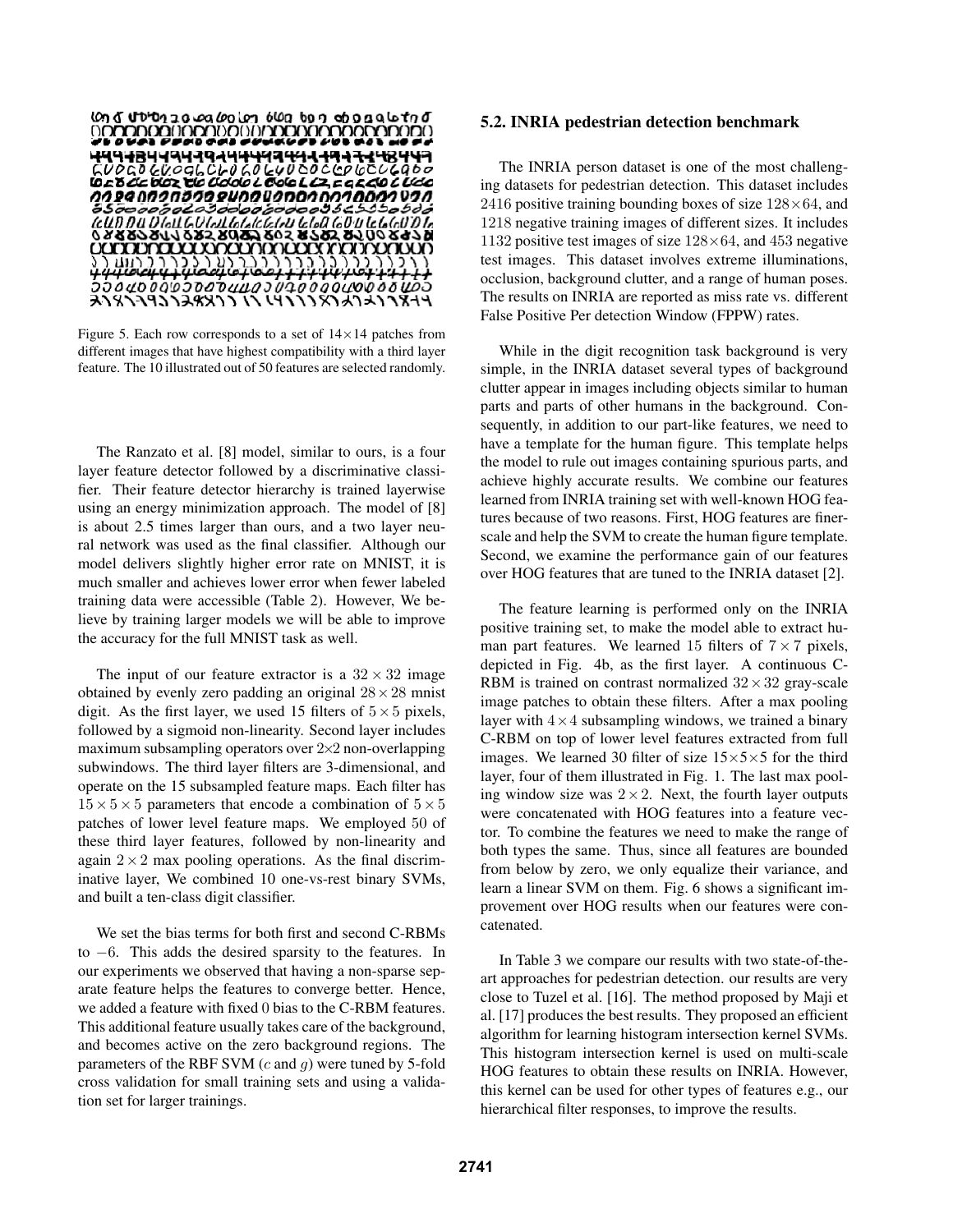Figure 5. Each row corresponds to a set of $14\times14$ patches from different images that have highest compatibility with a third layer feature. The 10 illustrated out of 50 features are selected randomly.

The Ranzato et al. [8] model, similar to ours, is a four layer feature detector followed by a discriminative classifier. Their feature detector hierarchy is trained layerwise using an energy minimization approach. The model of [8] is about 2.5 times larger than ours, and a two layer neural network was used as the final classifier. Although our model delivers slightly higher error rate on MNIST, it is much smaller and achieves lower error when fewer labeled training data were accessible (Table 2). However, We believe by training larger models we will be able to improve the accuracy for the full MNIST task as well.

The input of our feature extractor is a $32 \times 32$ image obtained by evenly zero padding an original $28 \times 28$ mnist digit. As the first layer, we used 15 filters of $5 \times 5$ pixels, followed by a sigmoid non-linearity. Second layer includes maximum subsampling operators over $2\times2$ non-overlapping subwindows. The third layer filters are 3-dimensional, and operate on the 15 subsampled feature maps. Each filter has $15 \times 5 \times 5$ parameters that encode a combination of $5 \times 5$ patches of lower level feature maps. We employed 50 of these third layer features, followed by non-linearity and again $2 \times 2$ max pooling operations. As the final discriminative layer, We combined 10 one-vs-rest binary SVMs, and built a ten-class digit classifier.

We set the bias terms for both first and second C-RBMs to $-6$. This adds the desired sparsity to the features. In our experiments we observed that having a non-sparse separate feature helps the features to converge better. Hence, we added a feature with fixed 0 bias to the C-RBM features. This additional feature usually takes care of the background, and becomes active on the zero background regions. The parameters of the RBF SVM ($c$ and $g$) were tuned by 5-fold cross validation for small training sets and using a validation set for larger trainings.

## 5.2. INRIA pedestrian detection benchmark

The INRIA person dataset is one of the most challenging datasets for pedestrian detection. This dataset includes 2416 positive training bounding boxes of size $128\times64$, and 1218 negative training images of different sizes. It includes 1132 positive test images of size $128\times64$, and 453 negative test images. This dataset involves extreme illuminations, occlusion, background clutter, and a range of human poses. The results on INRIA are reported as miss rate vs. different False Positive Per detection Window (FPPW) rates.

While in the digit recognition task background is very simple, in the INRIA dataset several types of background clutter appear in images including objects similar to human parts and parts of other humans in the background. Consequently, in addition to our part-like features, we need to have a template for the human figure. This template helps the model to rule out images containing spurious parts, and achieve highly accurate results. We combine our features learned from INRIA training set with well-known HOG features because of two reasons. First, HOG features are finer-scale and help the SVM to create the human figure template. Second, we examine the performance gain of our features over HOG features that are tuned to the INRIA dataset [2].

The feature learning is performed only on the INRIA positive training set, to make the model able to extract human part features. We learned 15 filters of $7 \times 7$ pixels, depicted in Fig. 4b, as the first layer. A continuous C-RBM is trained on contrast normalized $32 \times 32$ gray-scale image patches to obtain these filters. After a max pooling layer with $4\times4$ subsampling windows, we trained a binary C-RBM on top of lower level features extracted from full images. We learned 30 filter of size $15\times5\times5$ for the third layer, four of them illustrated in Fig. 1. The last max pooling window size was $2\times2$. Next, the fourth layer outputs were concatenated with HOG features into a feature vector. To combine the features we need to make the range of both types the same. Thus, since all features are bounded from below by zero, we only equalize their variance, and learn a linear SVM on them. Fig. 6 shows a significant improvement over HOG results when our features were concatenated.

In Table 3 we compare our results with two state-of-the-art approaches for pedestrian detection. our results are very close to Tuzel et al. [16]. The method proposed by Maji et al. [17] produces the best results. They proposed an efficient algorithm for learning histogram intersection kernel SVMs. This histogram intersection kernel is used on multi-scale HOG features to obtain these results on INRIA. However, this kernel can be used for other types of features e.g., our hierarchical filter responses, to improve the results.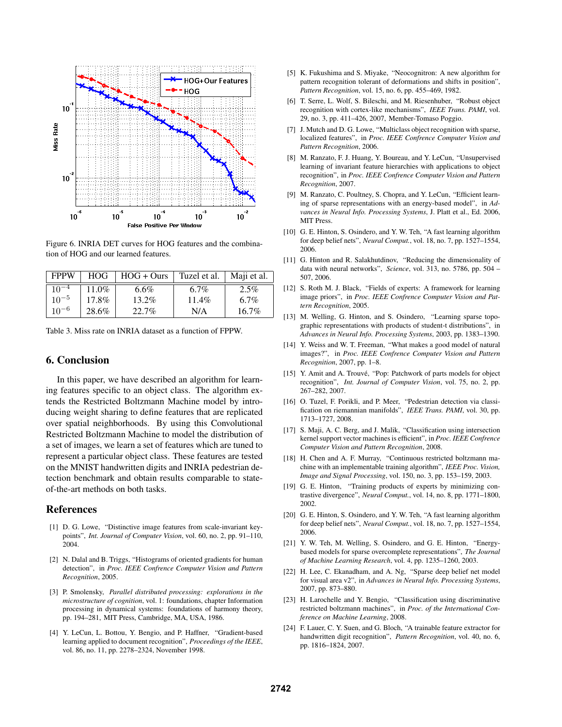HOG+Our Features

HOG

Miss Rate

$10^{-1}$

$10^{-2}$

$10^{-6}$ $10^{-5}$ $10^{-4}$ $10^{-3}$ $10^{-2}$

False Positive Per Window

Figure 6. INRIA DET curves for HOG features and the combination of HOG and our learned features.

| FPPW | HOG | HOG + Ours | Tuzel et al. | Maji et al. |
|---|---|---|---|---|
| $10^{-4}$ | 11.0% | 6.6% | 6.7% | 2.5% |
| $10^{-5}$ | 17.8% | 13.2% | 11.4% | 6.7% |
| $10^{-6}$ | 28.6% | 22.7% | N/A | 16.7% |

Table 3. Miss rate on INRIA dataset as a function of FPPW.

## 6. Conclusion

In this paper, we have described an algorithm for learning features specific to an object class. The algorithm extends the Restricted Boltzmann Machine model by introducing weight sharing to define features that are replicated over spatial neighborhoods. By using this Convolutional Restricted Boltzmann Machine to model the distribution of a set of images, we learn a set of features which are tuned to represent a particular object class. These features are tested on the MNIST handwritten digits and INRIA pedestrian detection benchmark and obtain results comparable to state-of-the-art methods on both tasks.

## References

[1] D. G. Lowe, "Distinctive image features from scale-invariant keypoints", *Int. Journal of Computer Vision*, vol. 60, no. 2, pp. 91–110, 2004.

[2] N. Dalal and B. Triggs, "Histograms of oriented gradients for human detection", in *Proc. IEEE Confrence Computer Vision and Pattern Recognition*, 2005.

[3] P. Smolensky, *Parallel distributed processing: explorations in the microstructure of cognition*, vol. 1: foundations, chapter Information processing in dynamical systems: foundations of harmony theory, pp. 194–281, MIT Press, Cambridge, MA, USA, 1986.

[4] Y. LeCun, L. Bottou, Y. Bengio, and P. Haffner, "Gradient-based learning applied to document recognition", *Proceedings of the IEEE*, vol. 86, no. 11, pp. 2278–2324, November 1998.

[5] K. Fukushima and S. Miyake, "Neocognitron: A new algorithm for pattern recognition tolerant of deformations and shifts in position", *Pattern Recognition*, vol. 15, no. 6, pp. 455–469, 1982.

[6] T. Serre, L. Wolf, S. Bileschi, and M. Riesenhuber, "Robust object recognition with cortex-like mechanisms", *IEEE Trans. PAMI*, vol. 29, no. 3, pp. 411–426, 2007, Member-Tomaso Poggio.

[7] J. Mutch and D. G. Lowe, "Multiclass object recognition with sparse, localized features", in *Proc. IEEE Confrence Computer Vision and Pattern Recognition*, 2006.

[8] M. Ranzato, F. J. Huang, Y. Boureau, and Y. LeCun, "Unsupervised learning of invariant feature hierarchies with applications to object recognition", in *Proc. IEEE Confrence Computer Vision and Pattern Recognition*, 2007.

[9] M. Ranzato, C. Poultney, S. Chopra, and Y. LeCun, "Efficient learning of sparse representations with an energy-based model", in *Advances in Neural Info. Processing Systems*, J. Platt et al., Ed. 2006, MIT Press.

[10] G. E. Hinton, S. Osindero, and Y. W. Teh, "A fast learning algorithm for deep belief nets", *Neural Comput.*, vol. 18, no. 7, pp. 1527–1554, 2006.

[11] G. Hinton and R. Salakhutdinov, "Reducing the dimensionality of data with neural networks", *Science*, vol. 313, no. 5786, pp. 504 – 507, 2006.

[12] S. Roth M. J. Black, "Fields of experts: A framework for learning image priors", in *Proc. IEEE Confrence Computer Vision and Pattern Recognition*, 2005.

[13] M. Welling, G. Hinton, and S. Osindero, "Learning sparse topographic representations with products of student-t distributions", in *Advances in Neural Info. Processing Systems*, 2003, pp. 1383–1390.

[14] Y. Weiss and W. T. Freeman, "What makes a good model of natural images?", in *Proc. IEEE Confrence Computer Vision and Pattern Recognition*, 2007, pp. 1–8.

[15] Y. Amit and A. Trouvé, "Pop: Patchwork of parts models for object recognition", *Int. Journal of Computer Vision*, vol. 75, no. 2, pp. 267–282, 2007.

[16] O. Tuzel, F. Porikli, and P. Meer, "Pedestrian detection via classification on riemannian manifolds", *IEEE Trans. PAMI*, vol. 30, pp. 1713–1727, 2008.

[17] S. Maji, A. C. Berg, and J. Malik, "Classification using intersection kernel support vector machines is efficient", in *Proc. IEEE Confrence Computer Vision and Pattern Recognition*, 2008.

[18] H. Chen and A. F. Murray, "Continuous restricted boltzmann machine with an implementable training algorithm", *IEEE Proc. Vision, Image and Signal Processing*, vol. 150, no. 3, pp. 153–159, 2003.

[19] G. E. Hinton, "Training products of experts by minimizing contrastive divergence", *Neural Comput.*, vol. 14, no. 8, pp. 1771–1800, 2002.

[20] G. E. Hinton, S. Osindero, and Y. W. Teh, "A fast learning algorithm for deep belief nets", *Neural Comput.*, vol. 18, no. 7, pp. 1527–1554, 2006.

[21] Y. W. Teh, M. Welling, S. Osindero, and G. E. Hinton, "Energy-based models for sparse overcomplete representations", *The Journal of Machine Learning Research*, vol. 4, pp. 1235–1260, 2003.

[22] H. Lee, C. Ekanadham, and A. Ng, "Sparse deep belief net model for visual area v2", in *Advances in Neural Info. Processing Systems*, 2007, pp. 873–880.

[23] H. Larochelle and Y. Bengio, "Classification using discriminative restricted boltzmann machines", in *Proc. of the International Conference on Machine Learning*, 2008.

[24] F. Lauer, C. Y. Suen, and G. Bloch, "A trainable feature extractor for handwritten digit recognition", *Pattern Recognition*, vol. 40, no. 6, pp. 1816–1824, 2007.